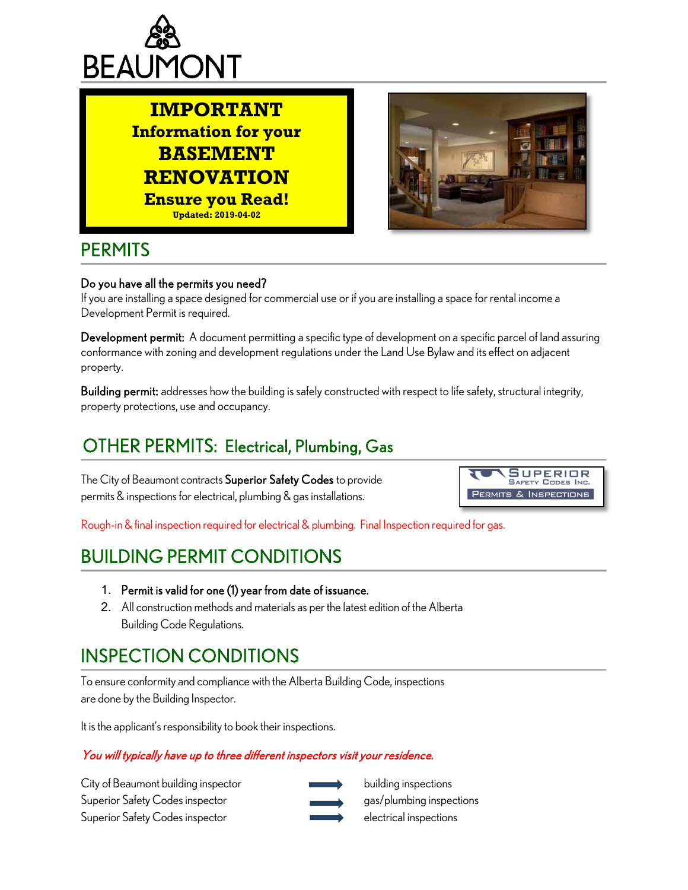BEAUMONT

# IMPORTANT
## Information for your BASEMENT RENOVATION
**Ensure you Read!**

**Updated: 2019-04-02**

## PERMITS

**Do you have all the permits you need?**

If you are installing a space designed for commercial use or if you are installing a space for rental income a Development Permit is required.

**Development permit:** A document permitting a specific type of development on a specific parcel of land assuring conformance with zoning and development regulations under the Land Use Bylaw and its effect on adjacent property.

**Building permit:** addresses how the building is safely constructed with respect to life safety, structural integrity, property protections, use and occupancy.

## OTHER PERMITS: Electrical, Plumbing, Gas

The City of Beaumont contracts **Superior Safety Codes** to provide permits & inspections for electrical, plumbing & gas installations.

SUPERIOR SAFETY CODES INC. PERMITS & INSPECTIONS

Rough-in & final inspection required for electrical & plumbing. Final Inspection required for gas.

## BUILDING PERMIT CONDITIONS

1. **Permit is valid for one (1) year from date of issuance.**
2. All construction methods and materials as per the latest edition of the Alberta Building Code Regulations.

## INSPECTION CONDITIONS

To ensure conformity and compliance with the Alberta Building Code, inspections are done by the Building Inspector.

It is the applicant's responsibility to book their inspections.

*You will typically have up to three different inspectors visit your residence.*

| | | |
|---|---|---|
| City of Beaumont building inspector | → | building inspections |
| Superior Safety Codes inspector | → | gas/plumbing inspections |
| Superior Safety Codes inspector | → | electrical inspections |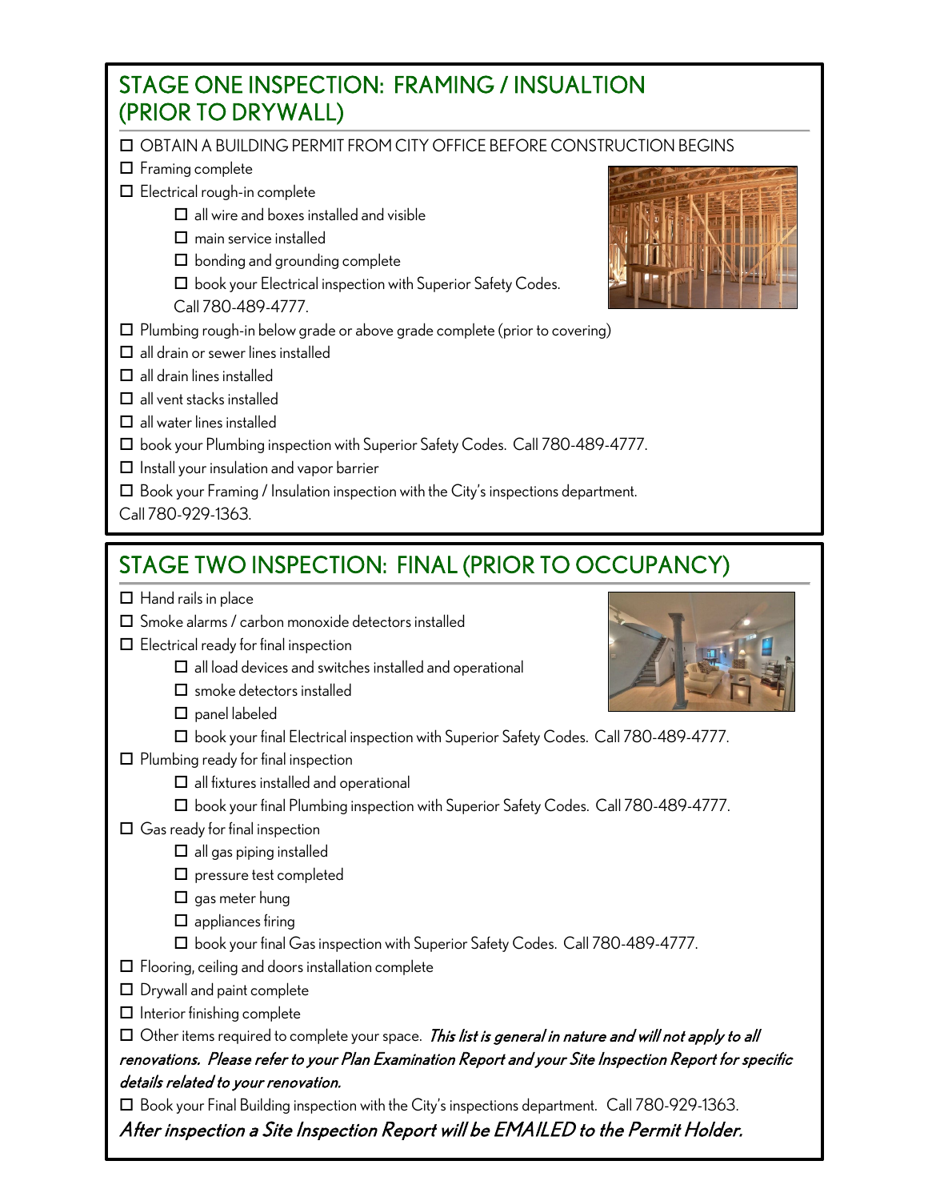## STAGE ONE INSPECTION: FRAMING / INSUALTION (PRIOR TO DRYWALL)

- ☐ OBTAIN A BUILDING PERMIT FROM CITY OFFICE BEFORE CONSTRUCTION BEGINS
- ☐ Framing complete
- ☐ Electrical rough-in complete
  - ☐ all wire and boxes installed and visible
  - ☐ main service installed
  - ☐ bonding and grounding complete
  - ☐ book your Electrical inspection with Superior Safety Codes. Call 780-489-4777.
- ☐ Plumbing rough-in below grade or above grade complete (prior to covering)
- ☐ all drain or sewer lines installed
- ☐ all drain lines installed
- ☐ all vent stacks installed
- ☐ all water lines installed
- ☐ book your Plumbing inspection with Superior Safety Codes. Call 780-489-4777.
- ☐ Install your insulation and vapor barrier
- ☐ Book your Framing / Insulation inspection with the City's inspections department. Call 780-929-1363.

## STAGE TWO INSPECTION: FINAL (PRIOR TO OCCUPANCY)

- ☐ Hand rails in place
- ☐ Smoke alarms / carbon monoxide detectors installed
- ☐ Electrical ready for final inspection
  - ☐ all load devices and switches installed and operational
  - ☐ smoke detectors installed
  - ☐ panel labeled
  - ☐ book your final Electrical inspection with Superior Safety Codes. Call 780-489-4777.
- ☐ Plumbing ready for final inspection
  - ☐ all fixtures installed and operational
  - ☐ book your final Plumbing inspection with Superior Safety Codes. Call 780-489-4777.
- ☐ Gas ready for final inspection
  - ☐ all gas piping installed
  - ☐ pressure test completed
  - ☐ gas meter hung
  - ☐ appliances firing
  - ☐ book your final Gas inspection with Superior Safety Codes. Call 780-489-4777.
- ☐ Flooring, ceiling and doors installation complete
- ☐ Drywall and paint complete
- ☐ Interior finishing complete
- ☐ Other items required to complete your space. ***This list is general in nature and will not apply to all renovations. Please refer to your Plan Examination Report and your Site Inspection Report for specific details related to your renovation.***
- ☐ Book your Final Building inspection with the City's inspections department. Call 780-929-1363.

***After inspection a Site Inspection Report will be EMAILED to the Permit Holder.***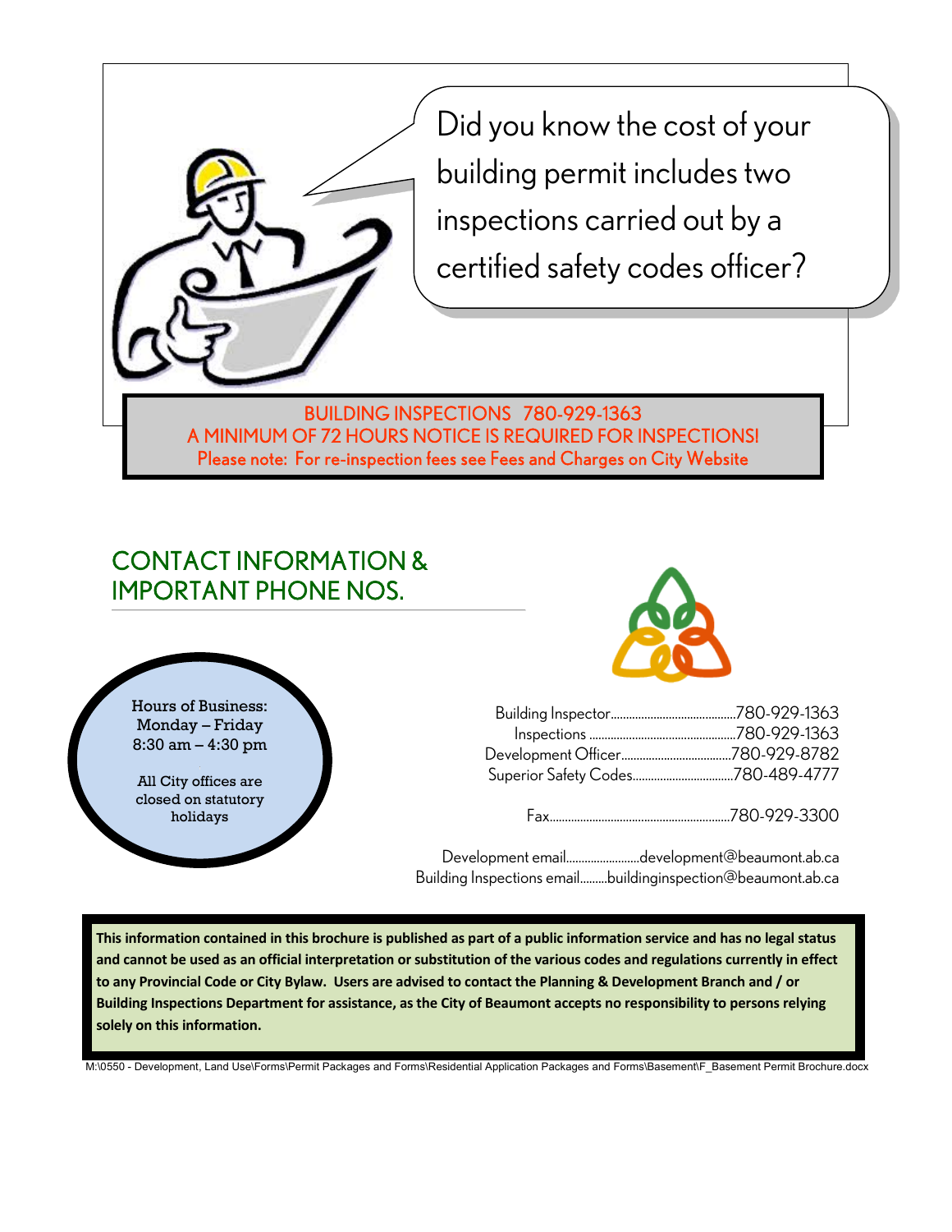Did you know the cost of your building permit includes two inspections carried out by a certified safety codes officer?

**BUILDING INSPECTIONS 780-929-1363**
**A MINIMUM OF 72 HOURS NOTICE IS REQUIRED FOR INSPECTIONS!**
**Please note: For re-inspection fees see Fees and Charges on City Website**

## CONTACT INFORMATION & IMPORTANT PHONE NOS.

Hours of Business:
Monday – Friday
8:30 am – 4:30 pm

All City offices are closed on statutory holidays

Building Inspector..........780-929-1363
Inspections..........780-929-1363
Development Officer..........780-929-8782
Superior Safety Codes..........780-489-4777

Fax..........780-929-3300

Development email..........development@beaumont.ab.ca
Building Inspections email..........buildinginspection@beaumont.ab.ca

**This information contained in this brochure is published as part of a public information service and has no legal status and cannot be used as an official interpretation or substitution of the various codes and regulations currently in effect to any Provincial Code or City Bylaw. Users are advised to contact the Planning & Development Branch and / or Building Inspections Department for assistance, as the City of Beaumont accepts no responsibility to persons relying solely on this information.**

M:\0550 - Development, Land Use\Forms\Permit Packages and Forms\Residential Application Packages and Forms\Basement\F_Basement Permit Brochure.docx